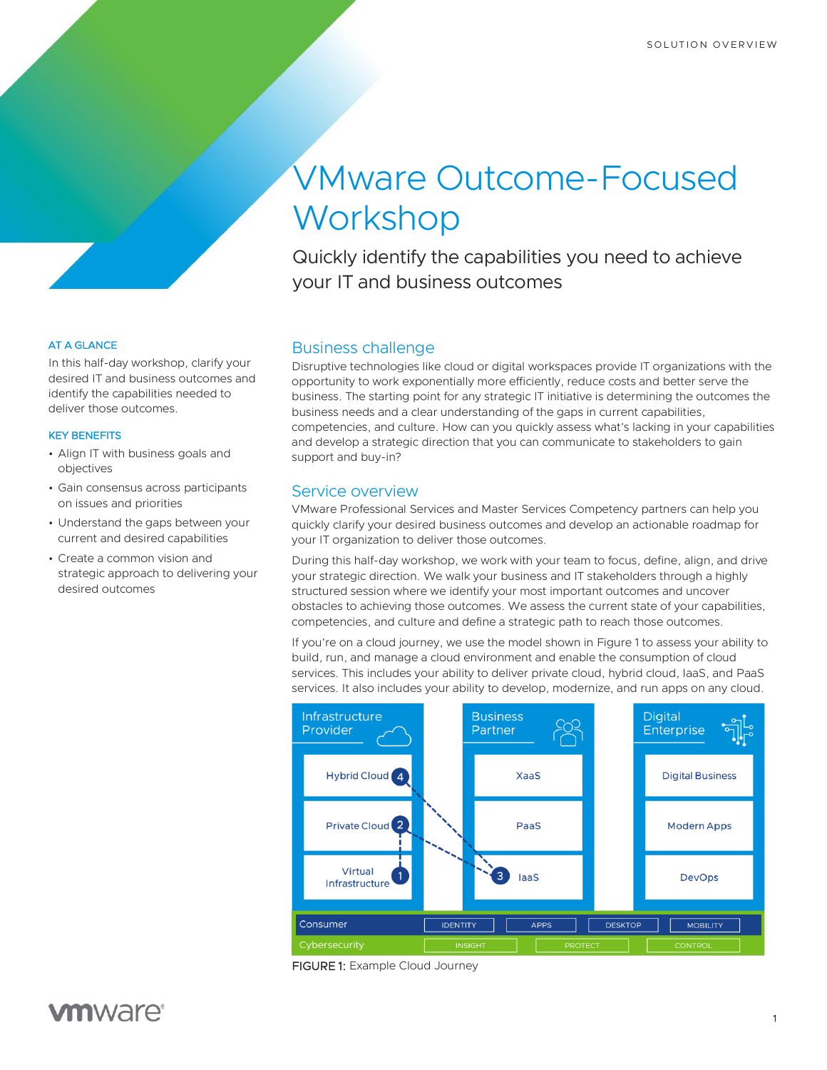SOLUTION OVERVIEW

# VMware Outcome-Focused Workshop

Quickly identify the capabilities you need to achieve your IT and business outcomes

### AT A GLANCE

In this half-day workshop, clarify your desired IT and business outcomes and identify the capabilities needed to deliver those outcomes.

### KEY BENEFITS

- Align IT with business goals and objectives
- Gain consensus across participants on issues and priorities
- Understand the gaps between your current and desired capabilities
- Create a common vision and strategic approach to delivering your desired outcomes

## Business challenge

Disruptive technologies like cloud or digital workspaces provide IT organizations with the opportunity to work exponentially more efficiently, reduce costs and better serve the business. The starting point for any strategic IT initiative is determining the outcomes the business needs and a clear understanding of the gaps in current capabilities, competencies, and culture. How can you quickly assess what's lacking in your capabilities and develop a strategic direction that you can communicate to stakeholders to gain support and buy-in?

## Service overview

VMware Professional Services and Master Services Competency partners can help you quickly clarify your desired business outcomes and develop an actionable roadmap for your IT organization to deliver those outcomes.

During this half-day workshop, we work with your team to focus, define, align, and drive your strategic direction. We walk your business and IT stakeholders through a highly structured session where we identify your most important outcomes and uncover obstacles to achieving those outcomes. We assess the current state of your capabilities, competencies, and culture and define a strategic path to reach those outcomes.

If you're on a cloud journey, we use the model shown in Figure 1 to assess your ability to build, run, and manage a cloud environment and enable the consumption of cloud services. This includes your ability to deliver private cloud, hybrid cloud, IaaS, and PaaS services. It also includes your ability to develop, modernize, and run apps on any cloud.

| Infrastructure Provider | Business Partner | Digital Enterprise |
|---|---|---|
| Hybrid Cloud (4) | XaaS | Digital Business |
| Private Cloud (2) | PaaS | Modern Apps |
| Virtual Infrastructure (1) | IaaS (3) | DevOps |

Consumer: IDENTITY | APPS | DESKTOP | MOBILITY

Cybersecurity: INSIGHT | PROTECT | CONTROL

FIGURE 1: Example Cloud Journey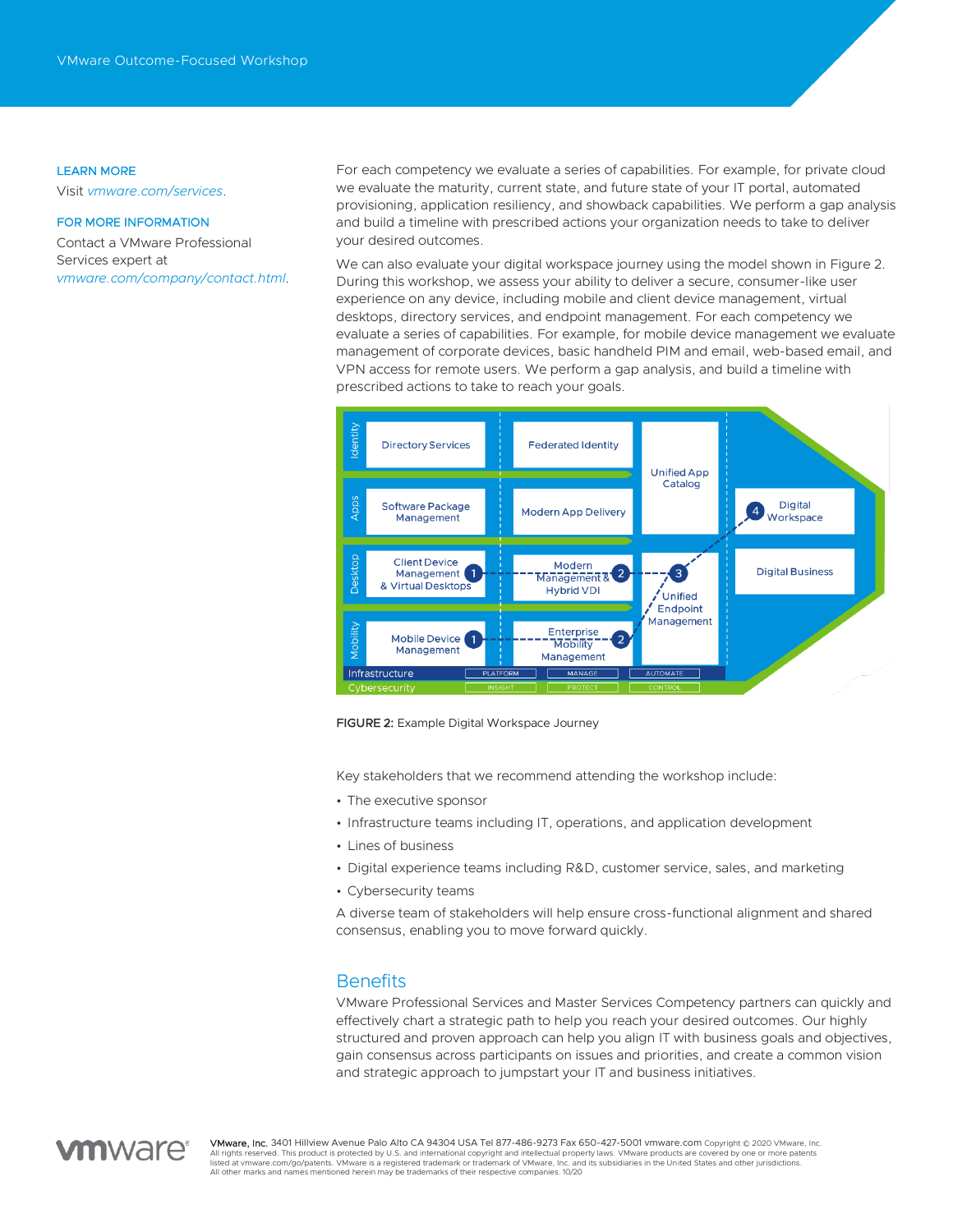**LEARN MORE**

Visit *vmware.com/services*.

**FOR MORE INFORMATION**

Contact a VMware Professional Services expert at *vmware.com/company/contact.html*.

For each competency we evaluate a series of capabilities. For example, for private cloud we evaluate the maturity, current state, and future state of your IT portal, automated provisioning, application resiliency, and showback capabilities. We perform a gap analysis and build a timeline with prescribed actions your organization needs to take to deliver your desired outcomes.

We can also evaluate your digital workspace journey using the model shown in Figure 2. During this workshop, we assess your ability to deliver a secure, consumer-like user experience on any device, including mobile and client device management, virtual desktops, directory services, and endpoint management. For each competency we evaluate a series of capabilities. For example, for mobile device management we evaluate management of corporate devices, basic handheld PIM and email, web-based email, and VPN access for remote users. We perform a gap analysis, and build a timeline with prescribed actions to take to reach your goals.

Identity
Directory Services
Federated Identity
Unified App Catalog
Apps
Software Package Management
Modern App Delivery
4 Digital Workspace
Desktop
Client Device Management & Virtual Desktops 1
Modern Management & Hybrid VDI 2
3 Unified Endpoint Management
Digital Business
Mobility
Mobile Device Management 1
Enterprise Mobility Management 2
Infrastructure PLATFORM MANAGE AUTOMATE
Cybersecurity INSIGHT PROTECT CONTROL

**FIGURE 2:** Example Digital Workspace Journey

Key stakeholders that we recommend attending the workshop include:

- The executive sponsor
- Infrastructure teams including IT, operations, and application development
- Lines of business
- Digital experience teams including R&D, customer service, sales, and marketing
- Cybersecurity teams

A diverse team of stakeholders will help ensure cross-functional alignment and shared consensus, enabling you to move forward quickly.

## Benefits

VMware Professional Services and Master Services Competency partners can quickly and effectively chart a strategic path to help you reach your desired outcomes. Our highly structured and proven approach can help you align IT with business goals and objectives, gain consensus across participants on issues and priorities, and create a common vision and strategic approach to jumpstart your IT and business initiatives.

**VMware, Inc.** 3401 Hillview Avenue Palo Alto CA 94304 USA Tel 877-486-9273 Fax 650-427-5001 vmware.com Copyright © 2020 VMware, Inc. All rights reserved. This product is protected by U.S. and international copyright and intellectual property laws. VMware products are covered by one or more patents listed at vmware.com/go/patents. VMware is a registered trademark or trademark of VMware, Inc. and its subsidiaries in the United States and other jurisdictions. All other marks and names mentioned herein may be trademarks of their respective companies. 10/20